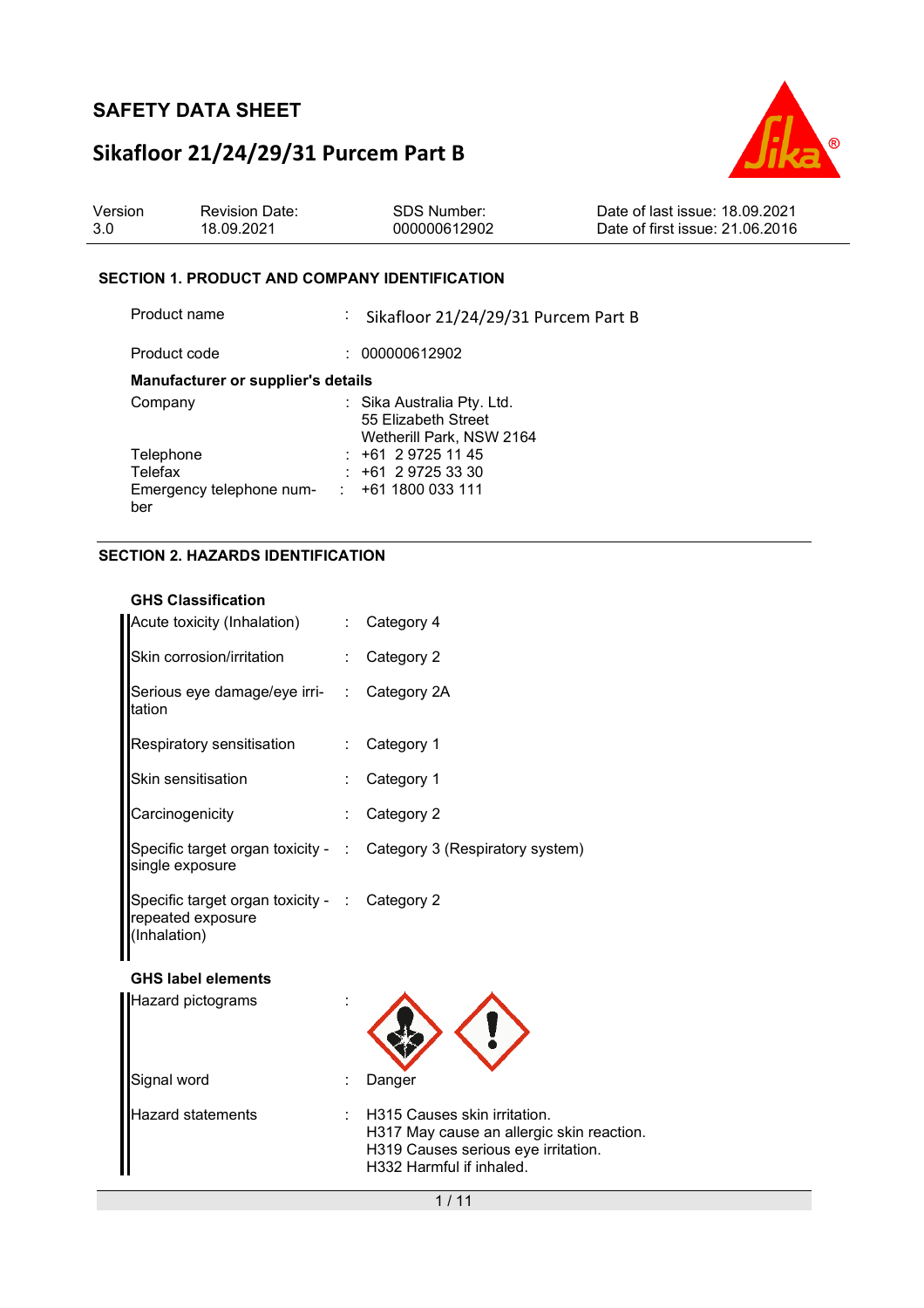# SAFETY DATA SHEET

## Sikafloor 21/24/29/31 Purcem Part B

| Version | Revision Date: | SDS Number: | Date of last issue: 18.09.2021 |
|---|---|---|---|
| 3.0 | 18.09.2021 | 000000612902 | Date of first issue: 21.06.2016 |

### SECTION 1. PRODUCT AND COMPANY IDENTIFICATION

Product name : Sikafloor 21/24/29/31 Purcem Part B

Product code : 000000612902

**Manufacturer or supplier's details**

Company : Sika Australia Pty. Ltd.
55 Elizabeth Street
Wetherill Park, NSW 2164

Telephone : +61 2 9725 11 45

Telefax : +61 2 9725 33 30

Emergency telephone number : +61 1800 033 111

### SECTION 2. HAZARDS IDENTIFICATION

**GHS Classification**

| | |
|---|---|
| Acute toxicity (Inhalation) | : Category 4 |
| Skin corrosion/irritation | : Category 2 |
| Serious eye damage/eye irritation | : Category 2A |
| Respiratory sensitisation | : Category 1 |
| Skin sensitisation | : Category 1 |
| Carcinogenicity | : Category 2 |
| Specific target organ toxicity - single exposure | : Category 3 (Respiratory system) |
| Specific target organ toxicity - repeated exposure (Inhalation) | : Category 2 |

**GHS label elements**

Hazard pictograms :

Signal word : Danger

Hazard statements : H315 Causes skin irritation.
H317 May cause an allergic skin reaction.
H319 Causes serious eye irritation.
H332 Harmful if inhaled.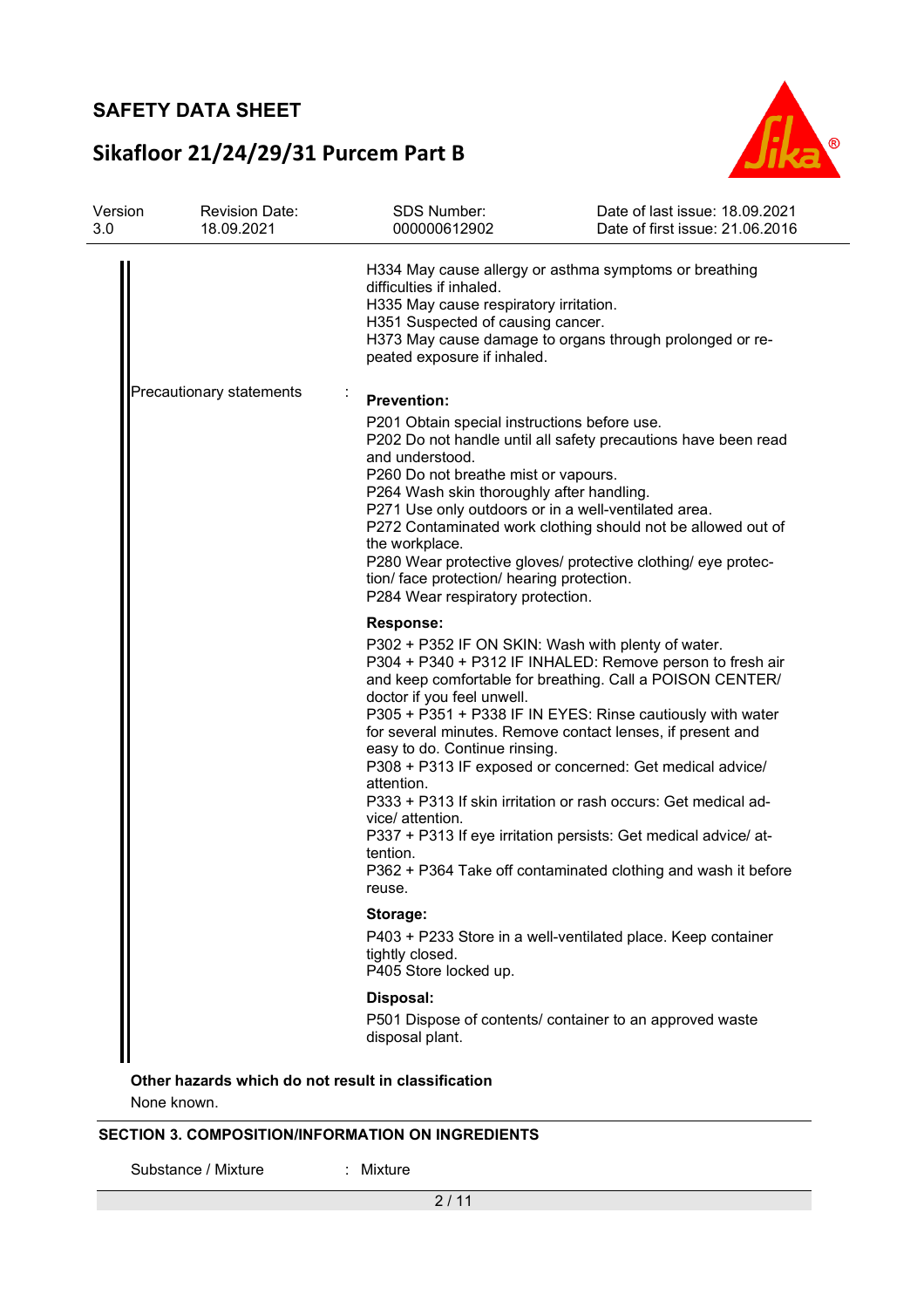H334 May cause allergy or asthma symptoms or breathing difficulties if inhaled.
H335 May cause respiratory irritation.
H351 Suspected of causing cancer.
H373 May cause damage to organs through prolonged or repeated exposure if inhaled.

Precautionary statements :

**Prevention:**

P201 Obtain special instructions before use.
P202 Do not handle until all safety precautions have been read and understood.
P260 Do not breathe mist or vapours.
P264 Wash skin thoroughly after handling.
P271 Use only outdoors or in a well-ventilated area.
P272 Contaminated work clothing should not be allowed out of the workplace.
P280 Wear protective gloves/ protective clothing/ eye protection/ face protection/ hearing protection.
P284 Wear respiratory protection.

**Response:**

P302 + P352 IF ON SKIN: Wash with plenty of water.
P304 + P340 + P312 IF INHALED: Remove person to fresh air and keep comfortable for breathing. Call a POISON CENTER/ doctor if you feel unwell.
P305 + P351 + P338 IF IN EYES: Rinse cautiously with water for several minutes. Remove contact lenses, if present and easy to do. Continue rinsing.
P308 + P313 IF exposed or concerned: Get medical advice/ attention.
P333 + P313 If skin irritation or rash occurs: Get medical advice/ attention.
P337 + P313 If eye irritation persists: Get medical advice/ attention.
P362 + P364 Take off contaminated clothing and wash it before reuse.

**Storage:**

P403 + P233 Store in a well-ventilated place. Keep container tightly closed.
P405 Store locked up.

**Disposal:**

P501 Dispose of contents/ container to an approved waste disposal plant.

**Other hazards which do not result in classification**

None known.

## SECTION 3. COMPOSITION/INFORMATION ON INGREDIENTS

Substance / Mixture : Mixture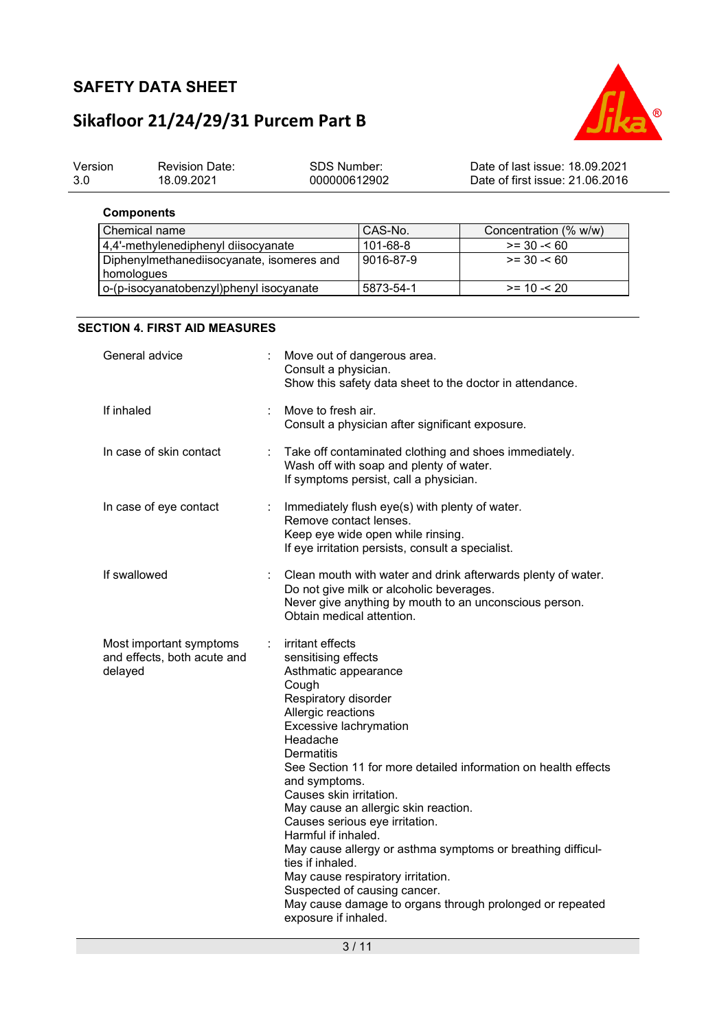**Components**

| Chemical name | CAS-No. | Concentration (% w/w) |
|---|---|---|
| 4,4'-methylenediphenyl diisocyanate | 101-68-8 | >= 30 -< 60 |
| Diphenylmethanediisocyanate, isomeres and homologues | 9016-87-9 | >= 30 -< 60 |
| o-(p-isocyanatobenzyl)phenyl isocyanate | 5873-54-1 | >= 10 -< 20 |

## SECTION 4. FIRST AID MEASURES

General advice : Move out of dangerous area.
Consult a physician.
Show this safety data sheet to the doctor in attendance.

If inhaled : Move to fresh air.
Consult a physician after significant exposure.

In case of skin contact : Take off contaminated clothing and shoes immediately.
Wash off with soap and plenty of water.
If symptoms persist, call a physician.

In case of eye contact : Immediately flush eye(s) with plenty of water.
Remove contact lenses.
Keep eye wide open while rinsing.
If eye irritation persists, consult a specialist.

If swallowed : Clean mouth with water and drink afterwards plenty of water.
Do not give milk or alcoholic beverages.
Never give anything by mouth to an unconscious person.
Obtain medical attention.

Most important symptoms and effects, both acute and delayed : irritant effects
sensitising effects
Asthmatic appearance
Cough
Respiratory disorder
Allergic reactions
Excessive lachrymation
Headache
Dermatitis
See Section 11 for more detailed information on health effects and symptoms.
Causes skin irritation.
May cause an allergic skin reaction.
Causes serious eye irritation.
Harmful if inhaled.
May cause allergy or asthma symptoms or breathing difficulties if inhaled.
May cause respiratory irritation.
Suspected of causing cancer.
May cause damage to organs through prolonged or repeated exposure if inhaled.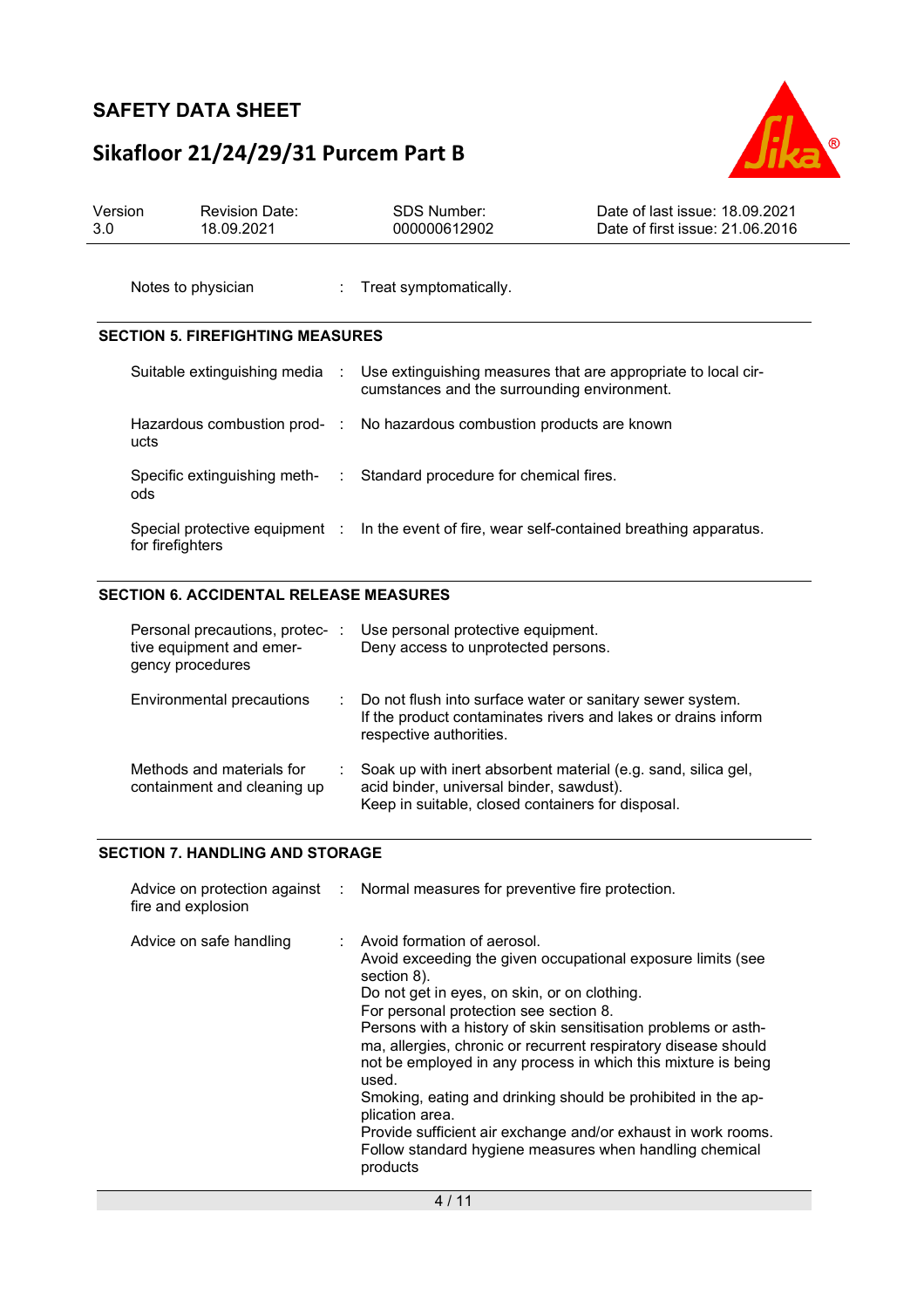| | | |
|---|---|---|
| Notes to physician | : | Treat symptomatically. |

## SECTION 5. FIREFIGHTING MEASURES

| | | |
|---|---|---|
| Suitable extinguishing media | : | Use extinguishing measures that are appropriate to local circumstances and the surrounding environment. |
| Hazardous combustion products | : | No hazardous combustion products are known |
| Specific extinguishing methods | : | Standard procedure for chemical fires. |
| Special protective equipment for firefighters | : | In the event of fire, wear self-contained breathing apparatus. |

## SECTION 6. ACCIDENTAL RELEASE MEASURES

| | | |
|---|---|---|
| Personal precautions, protective equipment and emergency procedures | : | Use personal protective equipment.<br>Deny access to unprotected persons. |
| Environmental precautions | : | Do not flush into surface water or sanitary sewer system.<br>If the product contaminates rivers and lakes or drains inform respective authorities. |
| Methods and materials for containment and cleaning up | : | Soak up with inert absorbent material (e.g. sand, silica gel, acid binder, universal binder, sawdust).<br>Keep in suitable, closed containers for disposal. |

## SECTION 7. HANDLING AND STORAGE

| | | |
|---|---|---|
| Advice on protection against fire and explosion | : | Normal measures for preventive fire protection. |
| Advice on safe handling | : | Avoid formation of aerosol.<br>Avoid exceeding the given occupational exposure limits (see section 8).<br>Do not get in eyes, on skin, or on clothing.<br>For personal protection see section 8.<br>Persons with a history of skin sensitisation problems or asthma, allergies, chronic or recurrent respiratory disease should not be employed in any process in which this mixture is being used.<br>Smoking, eating and drinking should be prohibited in the application area.<br>Provide sufficient air exchange and/or exhaust in work rooms.<br>Follow standard hygiene measures when handling chemical products |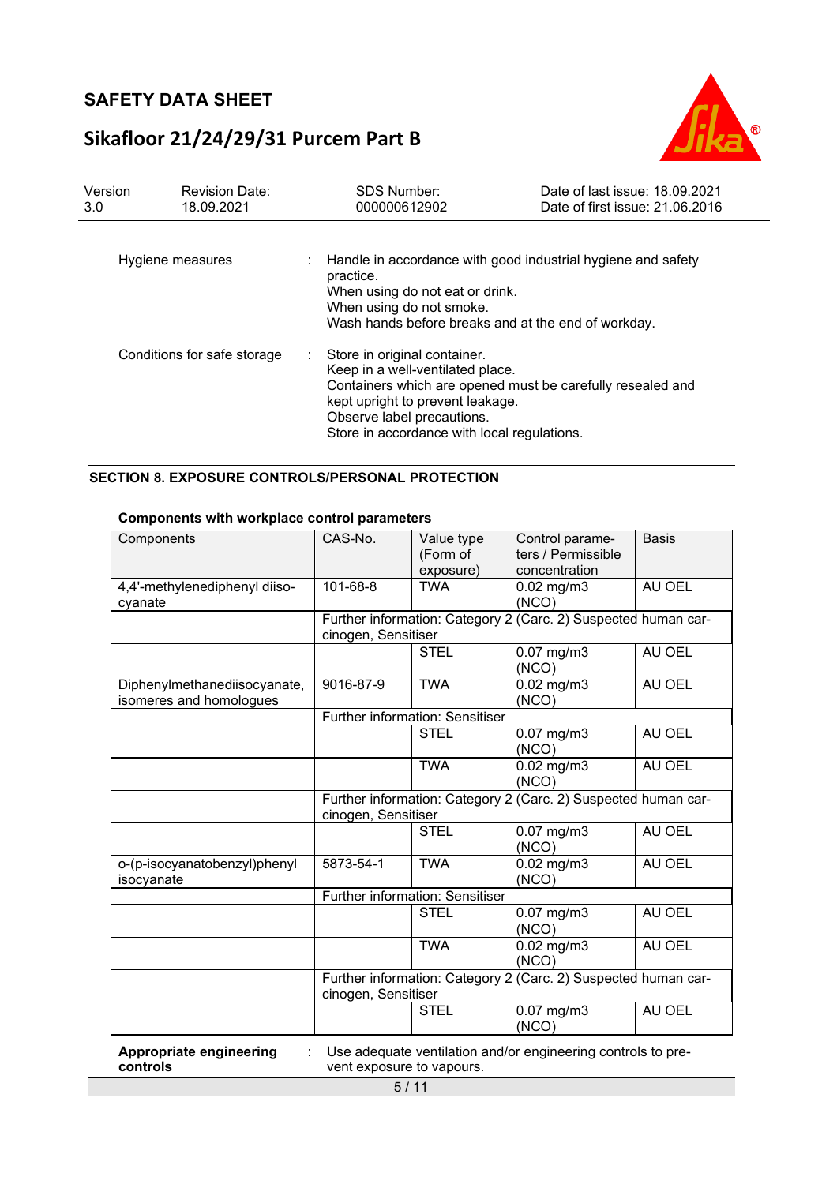| Hygiene measures | : | Handle in accordance with good industrial hygiene and safety practice.<br>When using do not eat or drink.<br>When using do not smoke.<br>Wash hands before breaks and at the end of workday. |
|---|---|---|
| Conditions for safe storage | : | Store in original container.<br>Keep in a well-ventilated place.<br>Containers which are opened must be carefully resealed and kept upright to prevent leakage.<br>Observe label precautions.<br>Store in accordance with local regulations. |

## SECTION 8. EXPOSURE CONTROLS/PERSONAL PROTECTION

**Components with workplace control parameters**

| Components | CAS-No. | Value type (Form of exposure) | Control parameters / Permissible concentration | Basis |
|---|---|---|---|---|
| 4,4'-methylenediphenyl diisocyanate | 101-68-8 | TWA | 0.02 mg/m3 (NCO) | AU OEL |
| | Further information: Category 2 (Carc. 2) Suspected human carcinogen, Sensitiser | | | |
| | | STEL | 0.07 mg/m3 (NCO) | AU OEL |
| Diphenylmethanediisocyanate, isomeres and homologues | 9016-87-9 | TWA | 0.02 mg/m3 (NCO) | AU OEL |
| | Further information: Sensitiser | | | |
| | | STEL | 0.07 mg/m3 (NCO) | AU OEL |
| | | TWA | 0.02 mg/m3 (NCO) | AU OEL |
| | Further information: Category 2 (Carc. 2) Suspected human carcinogen, Sensitiser | | | |
| | | STEL | 0.07 mg/m3 (NCO) | AU OEL |
| o-(p-isocyanatobenzyl)phenyl isocyanate | 5873-54-1 | TWA | 0.02 mg/m3 (NCO) | AU OEL |
| | Further information: Sensitiser | | | |
| | | STEL | 0.07 mg/m3 (NCO) | AU OEL |
| | | TWA | 0.02 mg/m3 (NCO) | AU OEL |
| | Further information: Category 2 (Carc. 2) Suspected human carcinogen, Sensitiser | | | |
| | | STEL | 0.07 mg/m3 (NCO) | AU OEL |

**Appropriate engineering controls** : Use adequate ventilation and/or engineering controls to prevent exposure to vapours.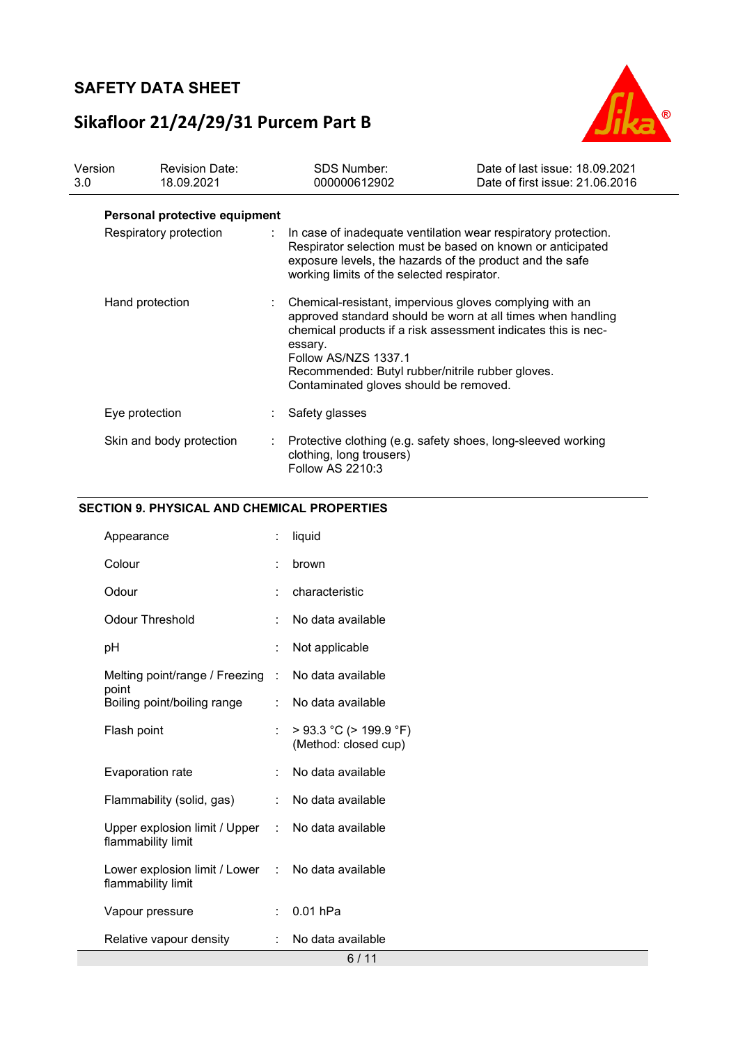**Personal protective equipment**

| | |
|---|---|
| Respiratory protection | In case of inadequate ventilation wear respiratory protection. Respirator selection must be based on known or anticipated exposure levels, the hazards of the product and the safe working limits of the selected respirator. |
| Hand protection | Chemical-resistant, impervious gloves complying with an approved standard should be worn at all times when handling chemical products if a risk assessment indicates this is necessary.<br>Follow AS/NZS 1337.1<br>Recommended: Butyl rubber/nitrile rubber gloves.<br>Contaminated gloves should be removed. |
| Eye protection | Safety glasses |
| Skin and body protection | Protective clothing (e.g. safety shoes, long-sleeved working clothing, long trousers)<br>Follow AS 2210:3 |

## SECTION 9. PHYSICAL AND CHEMICAL PROPERTIES

| | |
|---|---|
| Appearance | liquid |
| Colour | brown |
| Odour | characteristic |
| Odour Threshold | No data available |
| pH | Not applicable |
| Melting point/range / Freezing point | No data available |
| Boiling point/boiling range | No data available |
| Flash point | > 93.3 °C (> 199.9 °F)<br>(Method: closed cup) |
| Evaporation rate | No data available |
| Flammability (solid, gas) | No data available |
| Upper explosion limit / Upper flammability limit | No data available |
| Lower explosion limit / Lower flammability limit | No data available |
| Vapour pressure | 0.01 hPa |
| Relative vapour density | No data available |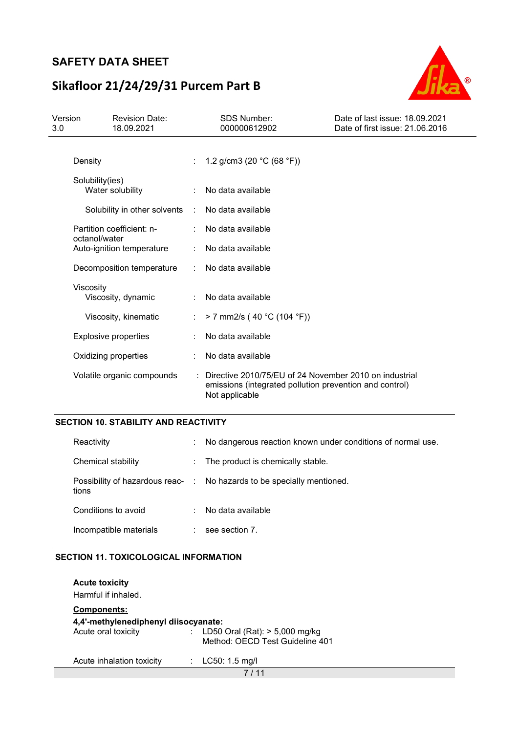| | | |
|---|---|---|
| Density | : | 1.2 g/cm3 (20 °C (68 °F)) |
| Solubility(ies) | | |
| Water solubility | : | No data available |
| Solubility in other solvents | : | No data available |
| Partition coefficient: n-octanol/water | : | No data available |
| Auto-ignition temperature | : | No data available |
| Decomposition temperature | : | No data available |
| Viscosity | | |
| Viscosity, dynamic | : | No data available |
| Viscosity, kinematic | : | > 7 mm2/s ( 40 °C (104 °F)) |
| Explosive properties | : | No data available |
| Oxidizing properties | : | No data available |
| Volatile organic compounds | : | Directive 2010/75/EU of 24 November 2010 on industrial emissions (integrated pollution prevention and control) Not applicable |

## SECTION 10. STABILITY AND REACTIVITY

| | | |
|---|---|---|
| Reactivity | : | No dangerous reaction known under conditions of normal use. |
| Chemical stability | : | The product is chemically stable. |
| Possibility of hazardous reactions | : | No hazards to be specially mentioned. |
| Conditions to avoid | : | No data available |
| Incompatible materials | : | see section 7. |

## SECTION 11. TOXICOLOGICAL INFORMATION

**Acute toxicity**

Harmful if inhaled.

**Components:**

**4,4'-methylenediphenyl diisocyanate:**

| | | |
|---|---|---|
| Acute oral toxicity | : | LD50 Oral (Rat): > 5,000 mg/kg<br>Method: OECD Test Guideline 401 |
| Acute inhalation toxicity | : | LC50: 1.5 mg/l |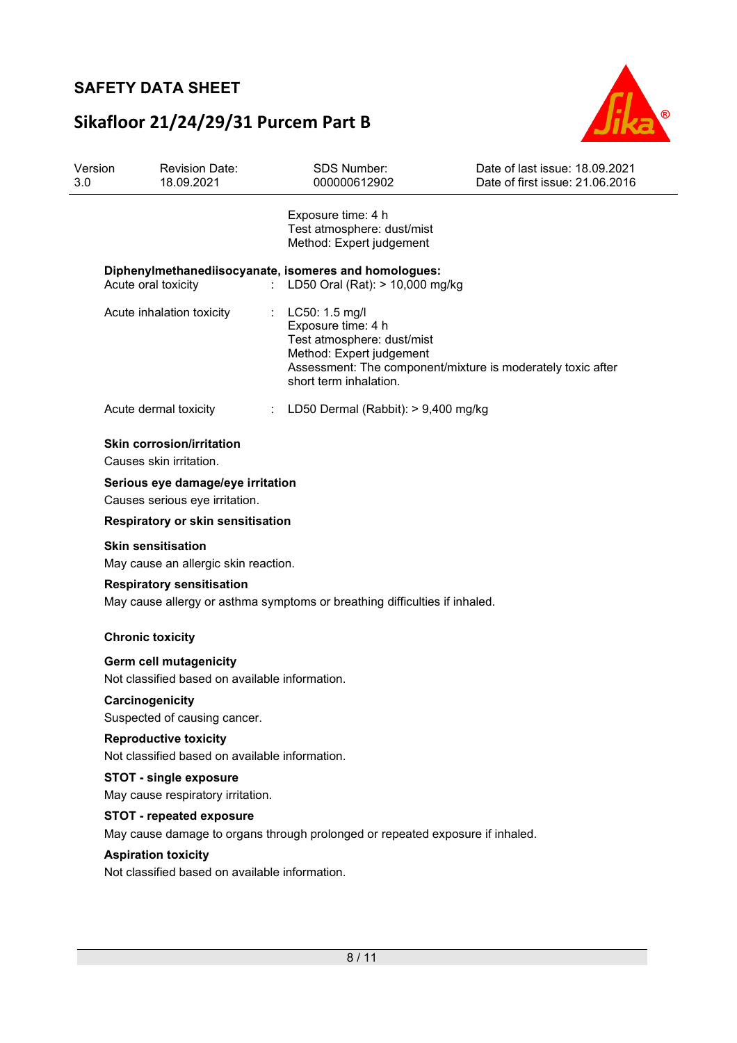Exposure time: 4 h
Test atmosphere: dust/mist
Method: Expert judgement

**Diphenylmethanediisocyanate, isomeres and homologues:**

Acute oral toxicity : LD50 Oral (Rat): > 10,000 mg/kg

Acute inhalation toxicity : LC50: 1.5 mg/l
Exposure time: 4 h
Test atmosphere: dust/mist
Method: Expert judgement
Assessment: The component/mixture is moderately toxic after short term inhalation.

Acute dermal toxicity : LD50 Dermal (Rabbit): > 9,400 mg/kg

**Skin corrosion/irritation**

Causes skin irritation.

**Serious eye damage/eye irritation**

Causes serious eye irritation.

**Respiratory or skin sensitisation**

**Skin sensitisation**

May cause an allergic skin reaction.

**Respiratory sensitisation**

May cause allergy or asthma symptoms or breathing difficulties if inhaled.

**Chronic toxicity**

**Germ cell mutagenicity**

Not classified based on available information.

**Carcinogenicity**

Suspected of causing cancer.

**Reproductive toxicity**

Not classified based on available information.

**STOT - single exposure**

May cause respiratory irritation.

**STOT - repeated exposure**

May cause damage to organs through prolonged or repeated exposure if inhaled.

**Aspiration toxicity**

Not classified based on available information.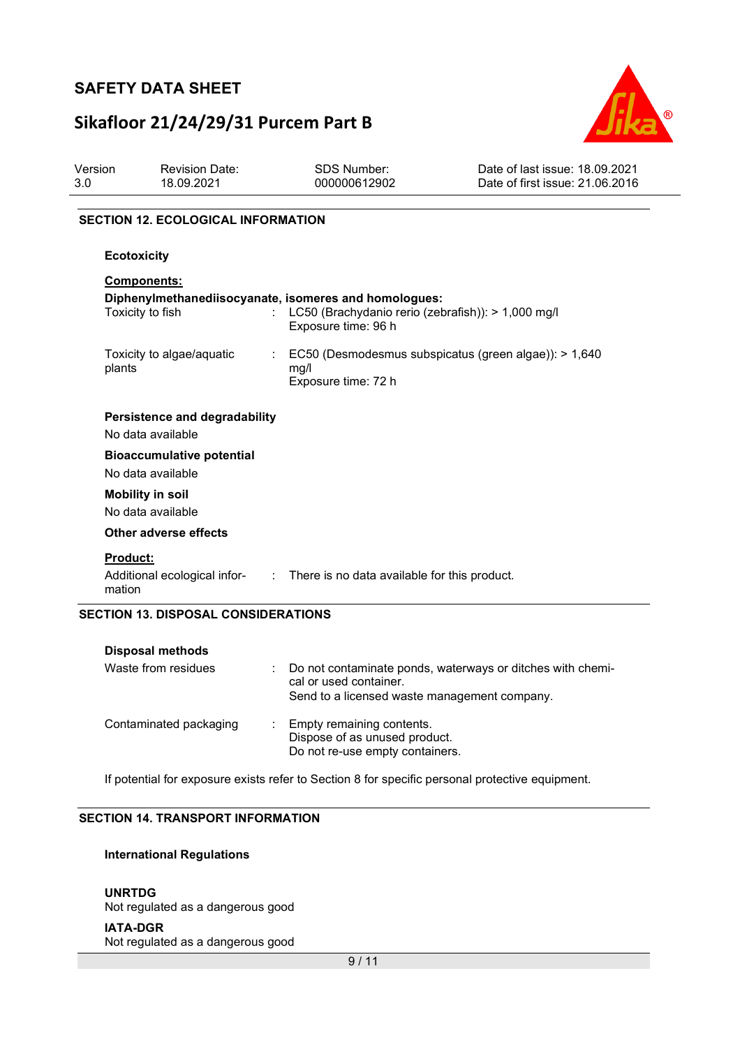## SECTION 12. ECOLOGICAL INFORMATION

### Ecotoxicity

**Components:**

**Diphenylmethanediisocyanate, isomeres and homologues:**

| | | |
|---|---|---|
| Toxicity to fish | : | LC50 (Brachydanio rerio (zebrafish)): > 1,000 mg/l<br>Exposure time: 96 h |
| Toxicity to algae/aquatic plants | : | EC50 (Desmodesmus subspicatus (green algae)): > 1,640 mg/l<br>Exposure time: 72 h |

### Persistence and degradability

No data available

### Bioaccumulative potential

No data available

### Mobility in soil

No data available

### Other adverse effects

**Product:**

| | | |
|---|---|---|
| Additional ecological information | : | There is no data available for this product. |

## SECTION 13. DISPOSAL CONSIDERATIONS

### Disposal methods

| | | |
|---|---|---|
| Waste from residues | : | Do not contaminate ponds, waterways or ditches with chemical or used container.<br>Send to a licensed waste management company. |
| Contaminated packaging | : | Empty remaining contents.<br>Dispose of as unused product.<br>Do not re-use empty containers. |

If potential for exposure exists refer to Section 8 for specific personal protective equipment.

## SECTION 14. TRANSPORT INFORMATION

### International Regulations

**UNRTDG**

Not regulated as a dangerous good

**IATA-DGR**

Not regulated as a dangerous good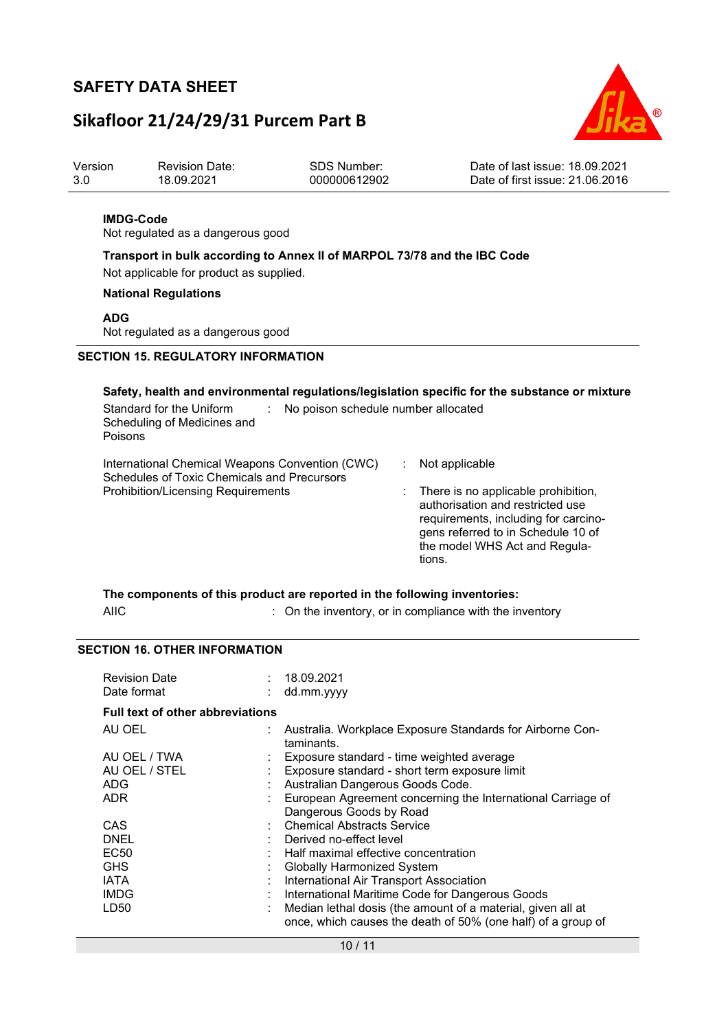**IMDG-Code**

Not regulated as a dangerous good

**Transport in bulk according to Annex II of MARPOL 73/78 and the IBC Code**

Not applicable for product as supplied.

**National Regulations**

**ADG**

Not regulated as a dangerous good

## SECTION 15. REGULATORY INFORMATION

**Safety, health and environmental regulations/legislation specific for the substance or mixture**

| | | |
|---|---|---|
| Standard for the Uniform Scheduling of Medicines and Poisons | : | No poison schedule number allocated |
| International Chemical Weapons Convention (CWC) Schedules of Toxic Chemicals and Precursors | : | Not applicable |
| Prohibition/Licensing Requirements | : | There is no applicable prohibition, authorisation and restricted use requirements, including for carcinogens referred to in Schedule 10 of the model WHS Act and Regulations. |

**The components of this product are reported in the following inventories:**

| | | |
|---|---|---|
| AIIC | : | On the inventory, or in compliance with the inventory |

## SECTION 16. OTHER INFORMATION

| | | |
|---|---|---|
| Revision Date | : | 18.09.2021 |
| Date format | : | dd.mm.yyyy |

**Full text of other abbreviations**

| | | |
|---|---|---|
| AU OEL | : | Australia. Workplace Exposure Standards for Airborne Contaminants. |
| AU OEL / TWA | : | Exposure standard - time weighted average |
| AU OEL / STEL | : | Exposure standard - short term exposure limit |
| ADG | : | Australian Dangerous Goods Code. |
| ADR | : | European Agreement concerning the International Carriage of Dangerous Goods by Road |
| CAS | : | Chemical Abstracts Service |
| DNEL | : | Derived no-effect level |
| EC50 | : | Half maximal effective concentration |
| GHS | : | Globally Harmonized System |
| IATA | : | International Air Transport Association |
| IMDG | : | International Maritime Code for Dangerous Goods |
| LD50 | : | Median lethal dosis (the amount of a material, given all at once, which causes the death of 50% (one half) of a group of |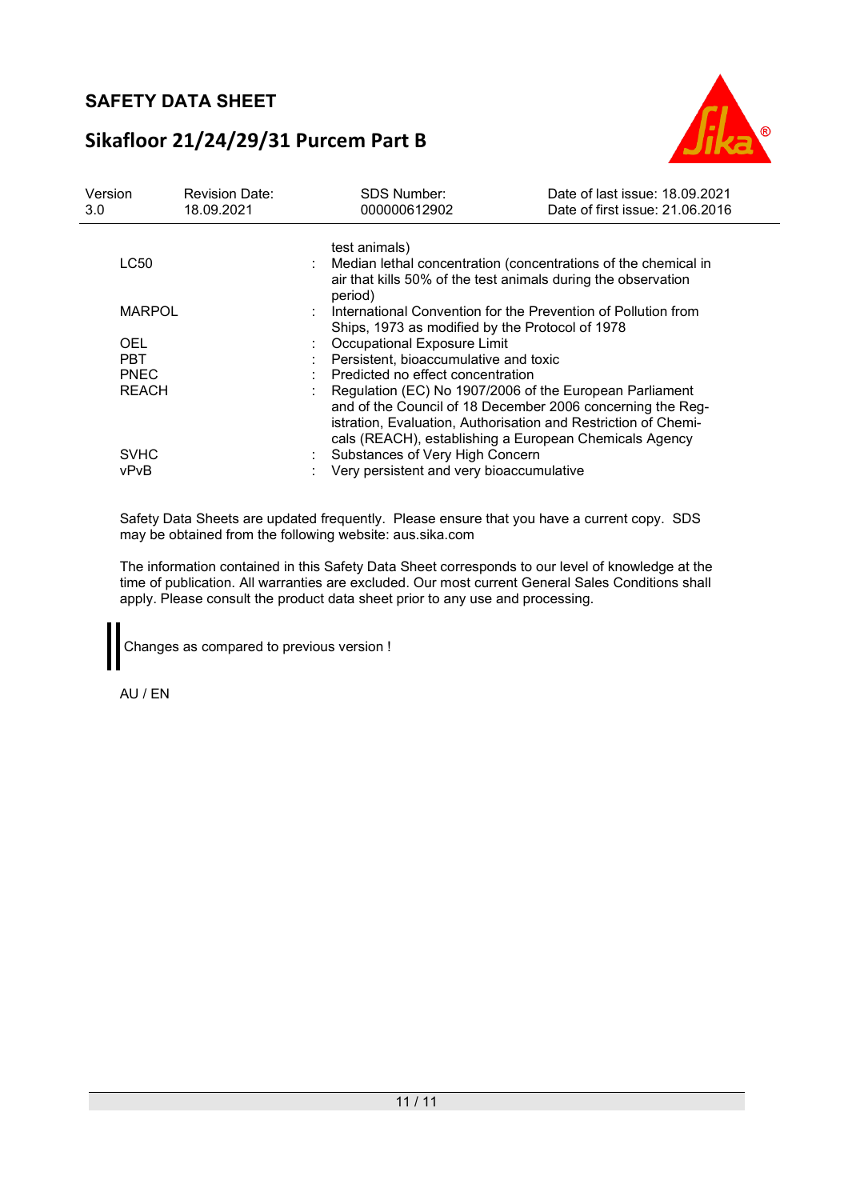| | | |
|---|---|---|
| | | test animals) |
| LC50 | : | Median lethal concentration (concentrations of the chemical in air that kills 50% of the test animals during the observation period) |
| MARPOL | : | International Convention for the Prevention of Pollution from Ships, 1973 as modified by the Protocol of 1978 |
| OEL | : | Occupational Exposure Limit |
| PBT | : | Persistent, bioaccumulative and toxic |
| PNEC | : | Predicted no effect concentration |
| REACH | : | Regulation (EC) No 1907/2006 of the European Parliament and of the Council of 18 December 2006 concerning the Registration, Evaluation, Authorisation and Restriction of Chemicals (REACH), establishing a European Chemicals Agency |
| SVHC | : | Substances of Very High Concern |
| vPvB | : | Very persistent and very bioaccumulative |

Safety Data Sheets are updated frequently. Please ensure that you have a current copy. SDS may be obtained from the following website: aus.sika.com

The information contained in this Safety Data Sheet corresponds to our level of knowledge at the time of publication. All warranties are excluded. Our most current General Sales Conditions shall apply. Please consult the product data sheet prior to any use and processing.

Changes as compared to previous version !

AU / EN